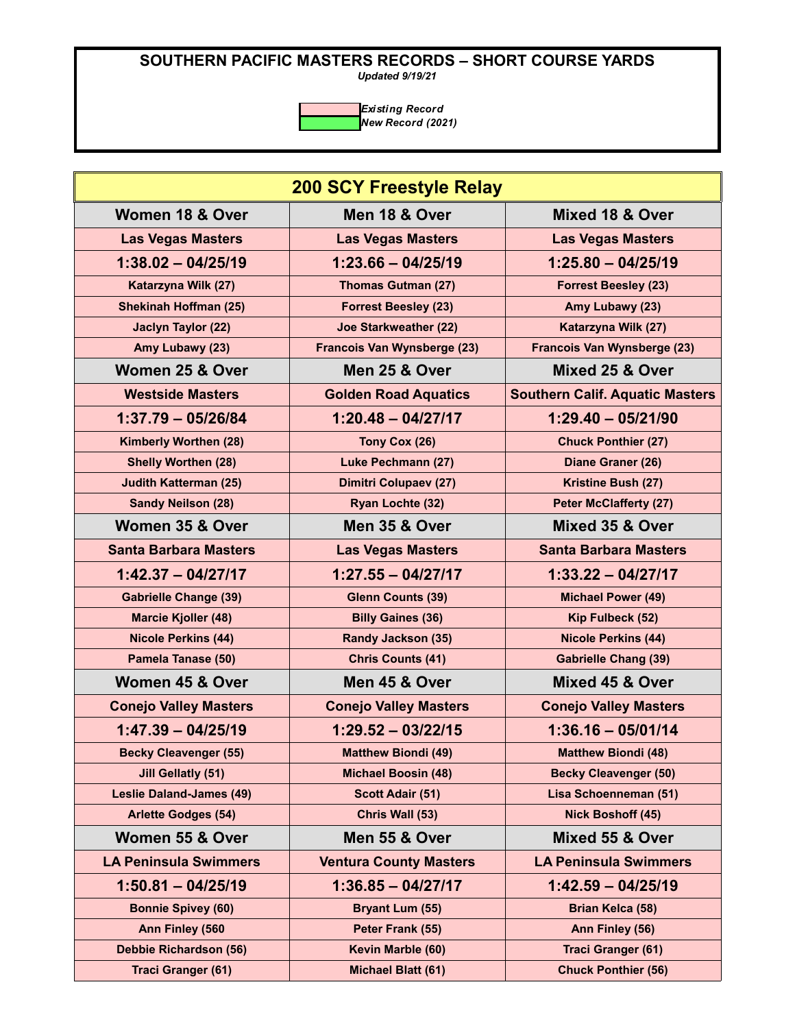# SOUTHERN PACIFIC MASTERS RECORDS – SHORT COURSE YARDS

*Updated 9/19/21*

*Existing Record*
*New Record (2021)*

| 200 SCY Freestyle Relay | | |
|---|---|---|
| **Women 18 & Over** | **Men 18 & Over** | **Mixed 18 & Over** |
| **Las Vegas Masters** | **Las Vegas Masters** | **Las Vegas Masters** |
| **1:38.02 – 04/25/19** | **1:23.66 – 04/25/19** | **1:25.80 – 04/25/19** |
| Katarzyna Wilk (27) | Thomas Gutman (27) | Forrest Beesley (23) |
| Shekinah Hoffman (25) | Forrest Beesley (23) | Amy Lubawy (23) |
| Jaclyn Taylor (22) | Joe Starkweather (22) | Katarzyna Wilk (27) |
| Amy Lubawy (23) | Francois Van Wynsberge (23) | Francois Van Wynsberge (23) |
| **Women 25 & Over** | **Men 25 & Over** | **Mixed 25 & Over** |
| **Westside Masters** | **Golden Road Aquatics** | **Southern Calif. Aquatic Masters** |
| **1:37.79 – 05/26/84** | **1:20.48 – 04/27/17** | **1:29.40 – 05/21/90** |
| Kimberly Worthen (28) | Tony Cox (26) | Chuck Ponthier (27) |
| Shelly Worthen (28) | Luke Pechmann (27) | Diane Graner (26) |
| Judith Katterman (25) | Dimitri Colupaev (27) | Kristine Bush (27) |
| Sandy Neilson (28) | Ryan Lochte (32) | Peter McClafferty (27) |
| **Women 35 & Over** | **Men 35 & Over** | **Mixed 35 & Over** |
| **Santa Barbara Masters** | **Las Vegas Masters** | **Santa Barbara Masters** |
| **1:42.37 – 04/27/17** | **1:27.55 – 04/27/17** | **1:33.22 – 04/27/17** |
| Gabrielle Change (39) | Glenn Counts (39) | Michael Power (49) |
| Marcie Kjoller (48) | Billy Gaines (36) | Kip Fulbeck (52) |
| Nicole Perkins (44) | Randy Jackson (35) | Nicole Perkins (44) |
| Pamela Tanase (50) | Chris Counts (41) | Gabrielle Chang (39) |
| **Women 45 & Over** | **Men 45 & Over** | **Mixed 45 & Over** |
| **Conejo Valley Masters** | **Conejo Valley Masters** | **Conejo Valley Masters** |
| **1:47.39 – 04/25/19** | **1:29.52 – 03/22/15** | **1:36.16 – 05/01/14** |
| Becky Cleavenger (55) | Matthew Biondi (49) | Matthew Biondi (48) |
| Jill Gellatly (51) | Michael Boosin (48) | Becky Cleavenger (50) |
| Leslie Daland-James (49) | Scott Adair (51) | Lisa Schoenneman (51) |
| Arlette Godges (54) | Chris Wall (53) | Nick Boshoff (45) |
| **Women 55 & Over** | **Men 55 & Over** | **Mixed 55 & Over** |
| **LA Peninsula Swimmers** | **Ventura County Masters** | **LA Peninsula Swimmers** |
| **1:50.81 – 04/25/19** | **1:36.85 – 04/27/17** | **1:42.59 – 04/25/19** |
| Bonnie Spivey (60) | Bryant Lum (55) | Brian Kelca (58) |
| Ann Finley (560 | Peter Frank (55) | Ann Finley (56) |
| Debbie Richardson (56) | Kevin Marble (60) | Traci Granger (61) |
| Traci Granger (61) | Michael Blatt (61) | Chuck Ponthier (56) |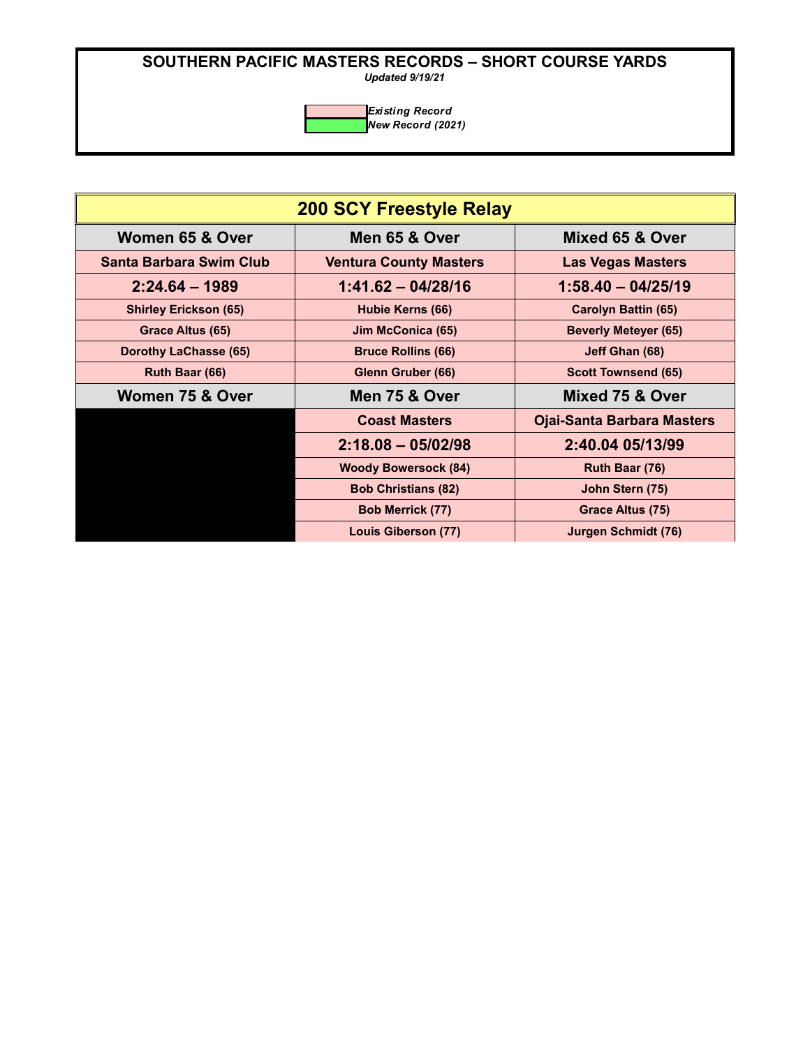# SOUTHERN PACIFIC MASTERS RECORDS – SHORT COURSE YARDS

*Updated 9/19/21*

*Existing Record*
*New Record (2021)*

| 200 SCY Freestyle Relay | | |
|---|---|---|
| **Women 65 & Over** | **Men 65 & Over** | **Mixed 65 & Over** |
| Santa Barbara Swim Club | Ventura County Masters | Las Vegas Masters |
| 2:24.64 – 1989 | 1:41.62 – 04/28/16 | 1:58.40 – 04/25/19 |
| Shirley Erickson (65) | Hubie Kerns (66) | Carolyn Battin (65) |
| Grace Altus (65) | Jim McConica (65) | Beverly Meteyer (65) |
| Dorothy LaChasse (65) | Bruce Rollins (66) | Jeff Ghan (68) |
| Ruth Baar (66) | Glenn Gruber (66) | Scott Townsend (65) |
| **Women 75 & Over** | **Men 75 & Over** | **Mixed 75 & Over** |
| | Coast Masters | Ojai-Santa Barbara Masters |
| | 2:18.08 – 05/02/98 | 2:40.04 05/13/99 |
| | Woody Bowersock (84) | Ruth Baar (76) |
| | Bob Christians (82) | John Stern (75) |
| | Bob Merrick (77) | Grace Altus (75) |
| | Louis Giberson (77) | Jurgen Schmidt (76) |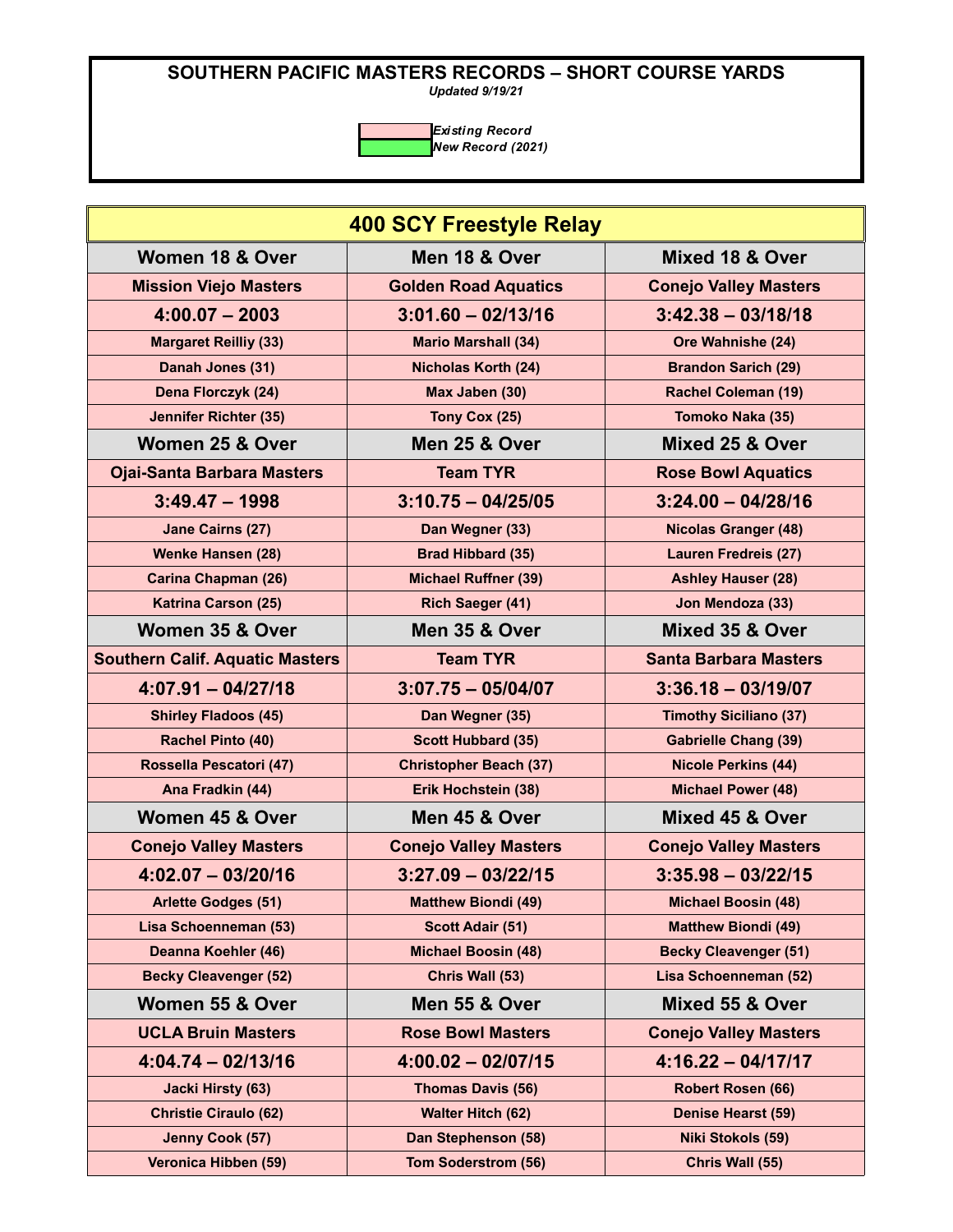# SOUTHERN PACIFIC MASTERS RECORDS – SHORT COURSE YARDS

*Updated 9/19/21*

*Existing Record*
*New Record (2021)*

## 400 SCY Freestyle Relay

| Women 18 & Over | Men 18 & Over | Mixed 18 & Over |
|---|---|---|
| **Mission Viejo Masters** | **Golden Road Aquatics** | **Conejo Valley Masters** |
| **4:00.07 – 2003** | **3:01.60 – 02/13/16** | **3:42.38 – 03/18/18** |
| Margaret Reilliy (33) | Mario Marshall (34) | Ore Wahnishe (24) |
| Danah Jones (31) | Nicholas Korth (24) | Brandon Sarich (29) |
| Dena Florczyk (24) | Max Jaben (30) | Rachel Coleman (19) |
| Jennifer Richter (35) | Tony Cox (25) | Tomoko Naka (35) |
| **Women 25 & Over** | **Men 25 & Over** | **Mixed 25 & Over** |
| **Ojai-Santa Barbara Masters** | **Team TYR** | **Rose Bowl Aquatics** |
| **3:49.47 – 1998** | **3:10.75 – 04/25/05** | **3:24.00 – 04/28/16** |
| Jane Cairns (27) | Dan Wegner (33) | Nicolas Granger (48) |
| Wenke Hansen (28) | Brad Hibbard (35) | Lauren Fredreis (27) |
| Carina Chapman (26) | Michael Ruffner (39) | Ashley Hauser (28) |
| Katrina Carson (25) | Rich Saeger (41) | Jon Mendoza (33) |
| **Women 35 & Over** | **Men 35 & Over** | **Mixed 35 & Over** |
| **Southern Calif. Aquatic Masters** | **Team TYR** | **Santa Barbara Masters** |
| **4:07.91 – 04/27/18** | **3:07.75 – 05/04/07** | **3:36.18 – 03/19/07** |
| Shirley Fladoos (45) | Dan Wegner (35) | Timothy Siciliano (37) |
| Rachel Pinto (40) | Scott Hubbard (35) | Gabrielle Chang (39) |
| Rossella Pescatori (47) | Christopher Beach (37) | Nicole Perkins (44) |
| Ana Fradkin (44) | Erik Hochstein (38) | Michael Power (48) |
| **Women 45 & Over** | **Men 45 & Over** | **Mixed 45 & Over** |
| **Conejo Valley Masters** | **Conejo Valley Masters** | **Conejo Valley Masters** |
| **4:02.07 – 03/20/16** | **3:27.09 – 03/22/15** | **3:35.98 – 03/22/15** |
| Arlette Godges (51) | Matthew Biondi (49) | Michael Boosin (48) |
| Lisa Schoenneman (53) | Scott Adair (51) | Matthew Biondi (49) |
| Deanna Koehler (46) | Michael Boosin (48) | Becky Cleavenger (51) |
| Becky Cleavenger (52) | Chris Wall (53) | Lisa Schoenneman (52) |
| **Women 55 & Over** | **Men 55 & Over** | **Mixed 55 & Over** |
| **UCLA Bruin Masters** | **Rose Bowl Masters** | **Conejo Valley Masters** |
| **4:04.74 – 02/13/16** | **4:00.02 – 02/07/15** | **4:16.22 – 04/17/17** |
| Jacki Hirsty (63) | Thomas Davis (56) | Robert Rosen (66) |
| Christie Ciraulo (62) | Walter Hitch (62) | Denise Hearst (59) |
| Jenny Cook (57) | Dan Stephenson (58) | Niki Stokols (59) |
| Veronica Hibben (59) | Tom Soderstrom (56) | Chris Wall (55) |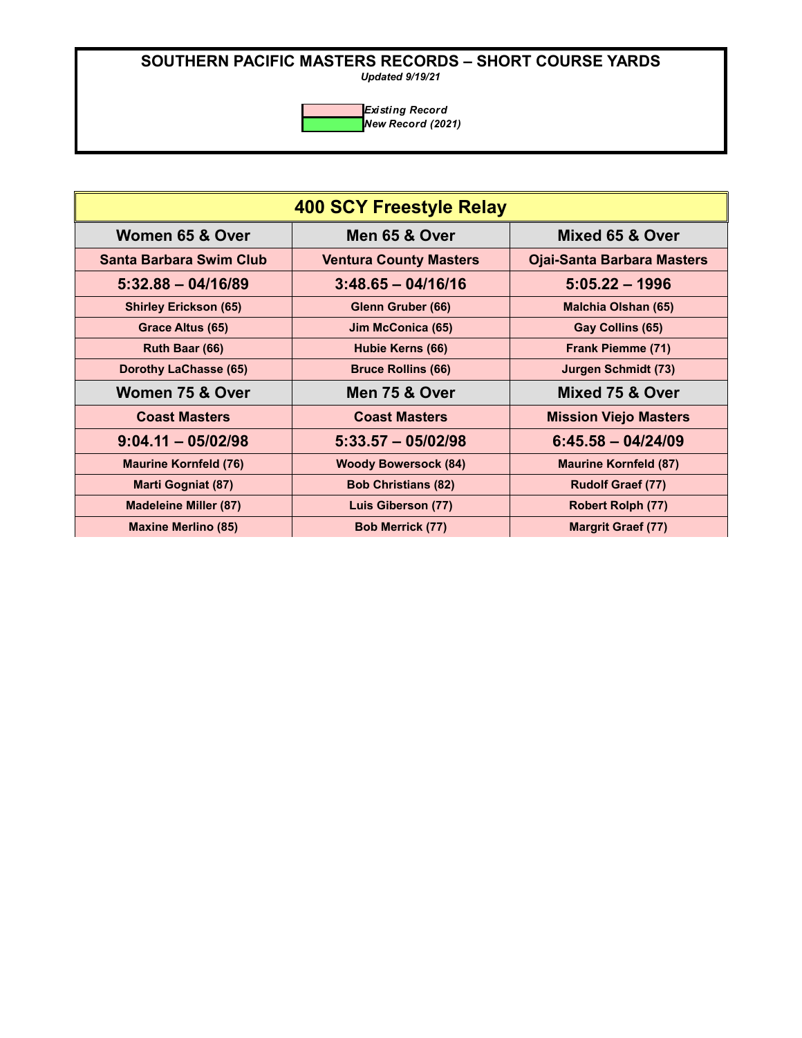# SOUTHERN PACIFIC MASTERS RECORDS – SHORT COURSE YARDS

*Updated 9/19/21*

| | |
|---|---|
| | *Existing Record* |
| | *New Record (2021)* |

## 400 SCY Freestyle Relay

| Women 65 & Over | Men 65 & Over | Mixed 65 & Over |
|---|---|---|
| **Santa Barbara Swim Club** | **Ventura County Masters** | **Ojai-Santa Barbara Masters** |
| **5:32.88 – 04/16/89** | **3:48.65 – 04/16/16** | **5:05.22 – 1996** |
| Shirley Erickson (65) | Glenn Gruber (66) | Malchia Olshan (65) |
| Grace Altus (65) | Jim McConica (65) | Gay Collins (65) |
| Ruth Baar (66) | Hubie Kerns (66) | Frank Piemme (71) |
| Dorothy LaChasse (65) | Bruce Rollins (66) | Jurgen Schmidt (73) |
| **Women 75 & Over** | **Men 75 & Over** | **Mixed 75 & Over** |
| **Coast Masters** | **Coast Masters** | **Mission Viejo Masters** |
| **9:04.11 – 05/02/98** | **5:33.57 – 05/02/98** | **6:45.58 – 04/24/09** |
| Maurine Kornfeld (76) | Woody Bowersock (84) | Maurine Kornfeld (87) |
| Marti Gogniat (87) | Bob Christians (82) | Rudolf Graef (77) |
| Madeleine Miller (87) | Luis Giberson (77) | Robert Rolph (77) |
| Maxine Merlino (85) | Bob Merrick (77) | Margrit Graef (77) |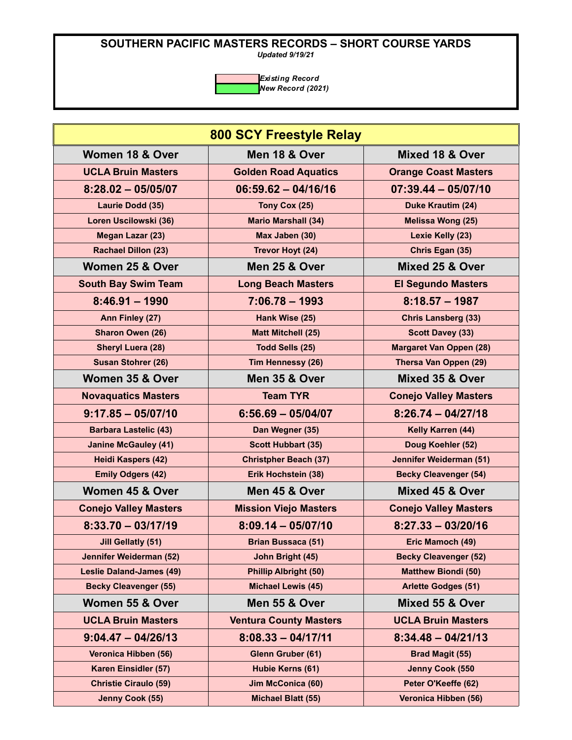# SOUTHERN PACIFIC MASTERS RECORDS – SHORT COURSE YARDS

*Updated 9/19/21*

*Existing Record*
*New Record (2021)*

## 800 SCY Freestyle Relay

| Women 18 & Over | Men 18 & Over | Mixed 18 & Over |
|---|---|---|
| **UCLA Bruin Masters** | **Golden Road Aquatics** | **Orange Coast Masters** |
| **8:28.02 – 05/05/07** | **06:59.62 – 04/16/16** | **07:39.44 – 05/07/10** |
| Laurie Dodd (35) | Tony Cox (25) | Duke Krautim (24) |
| Loren Uscilowski (36) | Mario Marshall (34) | Melissa Wong (25) |
| Megan Lazar (23) | Max Jaben (30) | Lexie Kelly (23) |
| Rachael Dillon (23) | Trevor Hoyt (24) | Chris Egan (35) |
| **Women 25 & Over** | **Men 25 & Over** | **Mixed 25 & Over** |
| **South Bay Swim Team** | **Long Beach Masters** | **El Segundo Masters** |
| **8:46.91 – 1990** | **7:06.78 – 1993** | **8:18.57 – 1987** |
| Ann Finley (27) | Hank Wise (25) | Chris Lansberg (33) |
| Sharon Owen (26) | Matt Mitchell (25) | Scott Davey (33) |
| Sheryl Luera (28) | Todd Sells (25) | Margaret Van Oppen (28) |
| Susan Stohrer (26) | Tim Hennessy (26) | Thersa Van Oppen (29) |
| **Women 35 & Over** | **Men 35 & Over** | **Mixed 35 & Over** |
| **Novaquatics Masters** | **Team TYR** | **Conejo Valley Masters** |
| **9:17.85 – 05/07/10** | **6:56.69 – 05/04/07** | **8:26.74 – 04/27/18** |
| Barbara Lastelic (43) | Dan Wegner (35) | Kelly Karren (44) |
| Janine McGauley (41) | Scott Hubbart (35) | Doug Koehler (52) |
| Heidi Kaspers (42) | Christpher Beach (37) | Jennifer Weiderman (51) |
| Emily Odgers (42) | Erik Hochstein (38) | Becky Cleavenger (54) |
| **Women 45 & Over** | **Men 45 & Over** | **Mixed 45 & Over** |
| **Conejo Valley Masters** | **Mission Viejo Masters** | **Conejo Valley Masters** |
| **8:33.70 – 03/17/19** | **8:09.14 – 05/07/10** | **8:27.33 – 03/20/16** |
| Jill Gellatly (51) | Brian Bussaca (51) | Eric Mamoch (49) |
| Jennifer Weiderman (52) | John Bright (45) | Becky Cleavenger (52) |
| Leslie Daland-James (49) | Phillip Albright (50) | Matthew Biondi (50) |
| Becky Cleavenger (55) | Michael Lewis (45) | Arlette Godges (51) |
| **Women 55 & Over** | **Men 55 & Over** | **Mixed 55 & Over** |
| **UCLA Bruin Masters** | **Ventura County Masters** | **UCLA Bruin Masters** |
| **9:04.47 – 04/26/13** | **8:08.33 – 04/17/11** | **8:34.48 – 04/21/13** |
| Veronica Hibben (56) | Glenn Gruber (61) | Brad Magit (55) |
| Karen Einsidler (57) | Hubie Kerns (61) | Jenny Cook (550 |
| Christie Ciraulo (59) | Jim McConica (60) | Peter O'Keeffe (62) |
| Jenny Cook (55) | Michael Blatt (55) | Veronica Hibben (56) |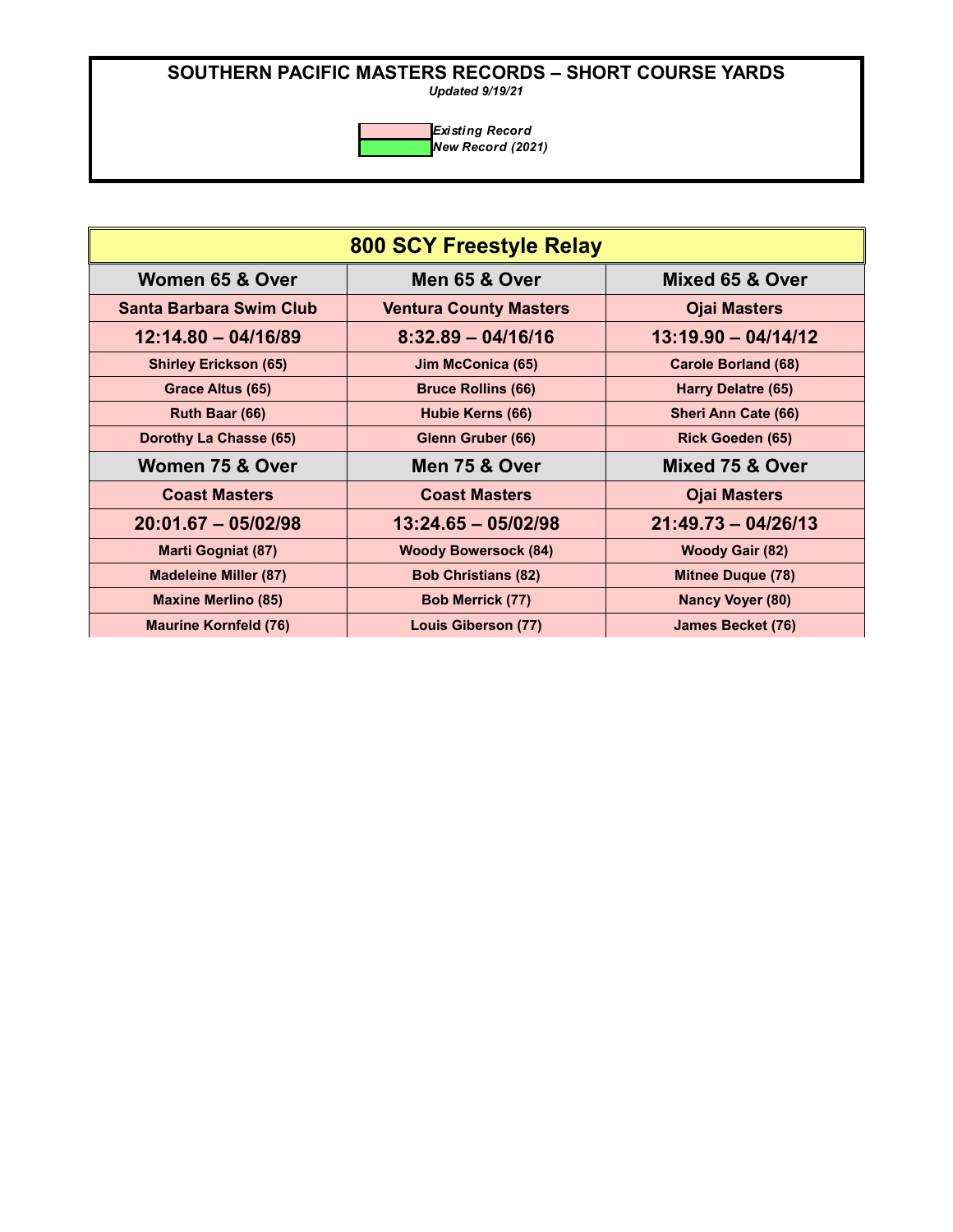# SOUTHERN PACIFIC MASTERS RECORDS – SHORT COURSE YARDS

*Updated 9/19/21*

*Existing Record*
*New Record (2021)*

| 800 SCY Freestyle Relay | | |
|---|---|---|
| **Women 65 & Over** | **Men 65 & Over** | **Mixed 65 & Over** |
| Santa Barbara Swim Club | Ventura County Masters | Ojai Masters |
| 12:14.80 – 04/16/89 | 8:32.89 – 04/16/16 | 13:19.90 – 04/14/12 |
| Shirley Erickson (65) | Jim McConica (65) | Carole Borland (68) |
| Grace Altus (65) | Bruce Rollins (66) | Harry Delatre (65) |
| Ruth Baar (66) | Hubie Kerns (66) | Sheri Ann Cate (66) |
| Dorothy La Chasse (65) | Glenn Gruber (66) | Rick Goeden (65) |
| **Women 75 & Over** | **Men 75 & Over** | **Mixed 75 & Over** |
| Coast Masters | Coast Masters | Ojai Masters |
| 20:01.67 – 05/02/98 | 13:24.65 – 05/02/98 | 21:49.73 – 04/26/13 |
| Marti Gogniat (87) | Woody Bowersock (84) | Woody Gair (82) |
| Madeleine Miller (87) | Bob Christians (82) | Mitnee Duque (78) |
| Maxine Merlino (85) | Bob Merrick (77) | Nancy Voyer (80) |
| Maurine Kornfeld (76) | Louis Giberson (77) | James Becket (76) |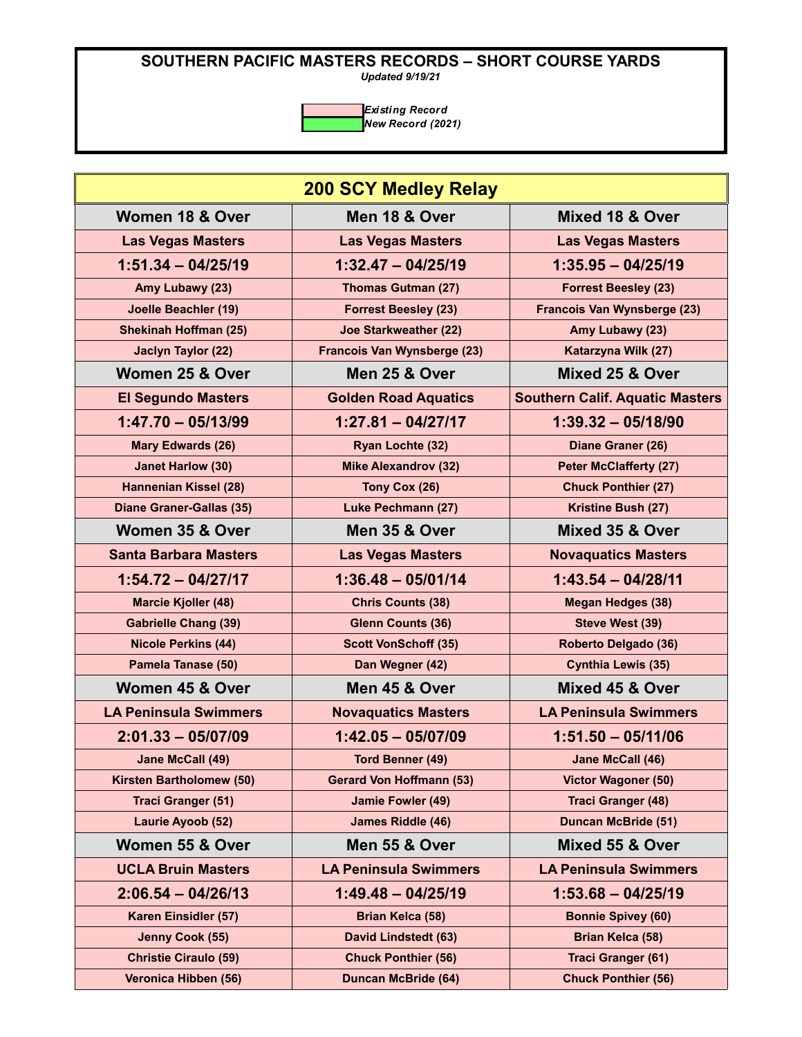# SOUTHERN PACIFIC MASTERS RECORDS – SHORT COURSE YARDS

*Updated 9/19/21*

*Existing Record*
*New Record (2021)*

## 200 SCY Medley Relay

| Women 18 & Over | Men 18 & Over | Mixed 18 & Over |
|---|---|---|
| **Las Vegas Masters** | **Las Vegas Masters** | **Las Vegas Masters** |
| **1:51.34 – 04/25/19** | **1:32.47 – 04/25/19** | **1:35.95 – 04/25/19** |
| Amy Lubawy (23) | Thomas Gutman (27) | Forrest Beesley (23) |
| Joelle Beachler (19) | Forrest Beesley (23) | Francois Van Wynsberge (23) |
| Shekinah Hoffman (25) | Joe Starkweather (22) | Amy Lubawy (23) |
| Jaclyn Taylor (22) | Francois Van Wynsberge (23) | Katarzyna Wilk (27) |
| **Women 25 & Over** | **Men 25 & Over** | **Mixed 25 & Over** |
| **El Segundo Masters** | **Golden Road Aquatics** | **Southern Calif. Aquatic Masters** |
| **1:47.70 – 05/13/99** | **1:27.81 – 04/27/17** | **1:39.32 – 05/18/90** |
| Mary Edwards (26) | Ryan Lochte (32) | Diane Graner (26) |
| Janet Harlow (30) | Mike Alexandrov (32) | Peter McClafferty (27) |
| Hannenian Kissel (28) | Tony Cox (26) | Chuck Ponthier (27) |
| Diane Graner-Gallas (35) | Luke Pechmann (27) | Kristine Bush (27) |
| **Women 35 & Over** | **Men 35 & Over** | **Mixed 35 & Over** |
| **Santa Barbara Masters** | **Las Vegas Masters** | **Novaquatics Masters** |
| **1:54.72 – 04/27/17** | **1:36.48 – 05/01/14** | **1:43.54 – 04/28/11** |
| Marcie Kjoller (48) | Chris Counts (38) | Megan Hedges (38) |
| Gabrielle Chang (39) | Glenn Counts (36) | Steve West (39) |
| Nicole Perkins (44) | Scott VonSchoff (35) | Roberto Delgado (36) |
| Pamela Tanase (50) | Dan Wegner (42) | Cynthia Lewis (35) |
| **Women 45 & Over** | **Men 45 & Over** | **Mixed 45 & Over** |
| **LA Peninsula Swimmers** | **Novaquatics Masters** | **LA Peninsula Swimmers** |
| **2:01.33 – 05/07/09** | **1:42.05 – 05/07/09** | **1:51.50 – 05/11/06** |
| Jane McCall (49) | Tord Benner (49) | Jane McCall (46) |
| Kirsten Bartholomew (50) | Gerard Von Hoffmann (53) | Victor Wagoner (50) |
| Traci Granger (51) | Jamie Fowler (49) | Traci Granger (48) |
| Laurie Ayoob (52) | James Riddle (46) | Duncan McBride (51) |
| **Women 55 & Over** | **Men 55 & Over** | **Mixed 55 & Over** |
| **UCLA Bruin Masters** | **LA Peninsula Swimmers** | **LA Peninsula Swimmers** |
| **2:06.54 – 04/26/13** | **1:49.48 – 04/25/19** | **1:53.68 – 04/25/19** |
| Karen Einsidler (57) | Brian Kelca (58) | Bonnie Spivey (60) |
| Jenny Cook (55) | David Lindstedt (63) | Brian Kelca (58) |
| Christie Ciraulo (59) | Chuck Ponthier (56) | Traci Granger (61) |
| Veronica Hibben (56) | Duncan McBride (64) | Chuck Ponthier (56) |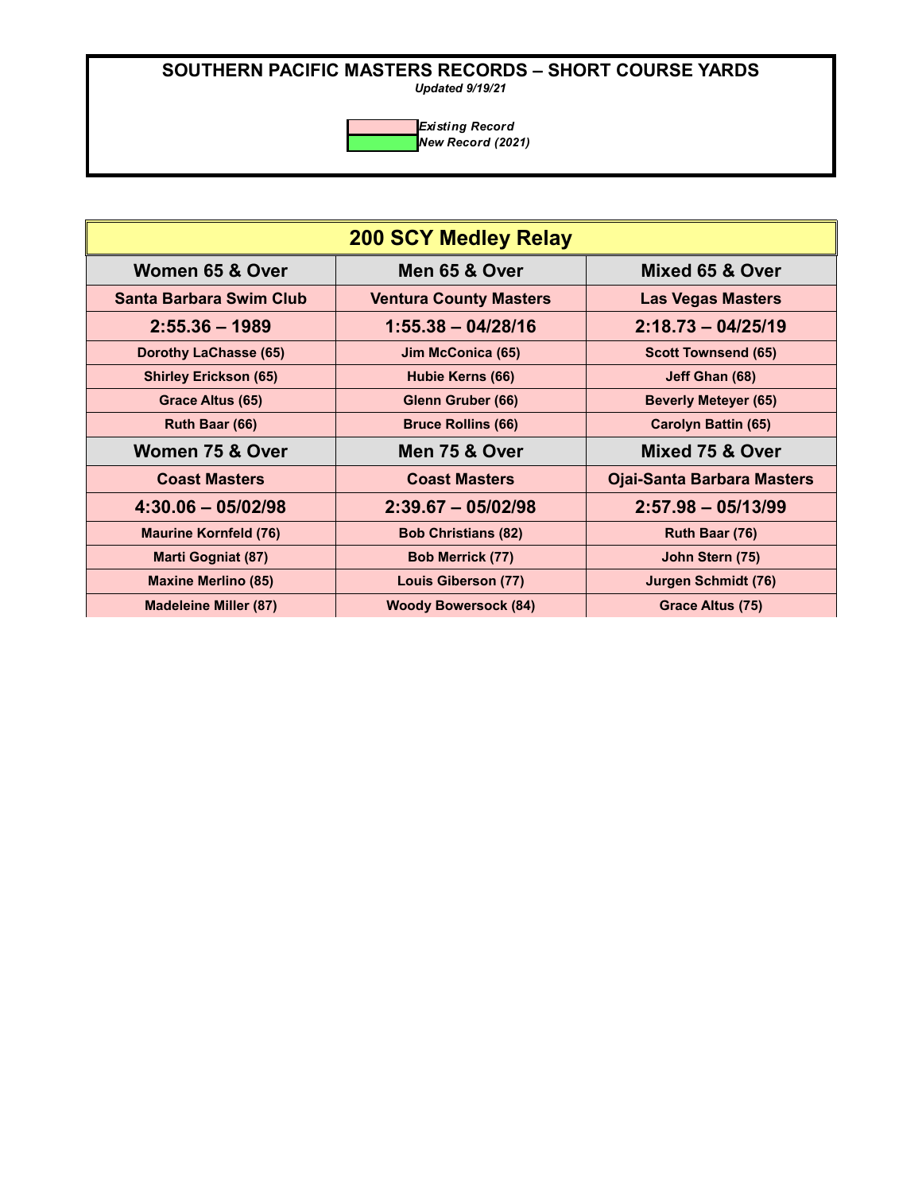**SOUTHERN PACIFIC MASTERS RECORDS – SHORT COURSE YARDS**

*Updated 9/19/21*

*Existing Record*
*New Record (2021)*

| 200 SCY Medley Relay | | |
|---|---|---|
| **Women 65 & Over** | **Men 65 & Over** | **Mixed 65 & Over** |
| Santa Barbara Swim Club | Ventura County Masters | Las Vegas Masters |
| 2:55.36 – 1989 | 1:55.38 – 04/28/16 | 2:18.73 – 04/25/19 |
| Dorothy LaChasse (65) | Jim McConica (65) | Scott Townsend (65) |
| Shirley Erickson (65) | Hubie Kerns (66) | Jeff Ghan (68) |
| Grace Altus (65) | Glenn Gruber (66) | Beverly Meteyer (65) |
| Ruth Baar (66) | Bruce Rollins (66) | Carolyn Battin (65) |
| **Women 75 & Over** | **Men 75 & Over** | **Mixed 75 & Over** |
| Coast Masters | Coast Masters | Ojai-Santa Barbara Masters |
| 4:30.06 – 05/02/98 | 2:39.67 – 05/02/98 | 2:57.98 – 05/13/99 |
| Maurine Kornfeld (76) | Bob Christians (82) | Ruth Baar (76) |
| Marti Gogniat (87) | Bob Merrick (77) | John Stern (75) |
| Maxine Merlino (85) | Louis Giberson (77) | Jurgen Schmidt (76) |
| Madeleine Miller (87) | Woody Bowersock (84) | Grace Altus (75) |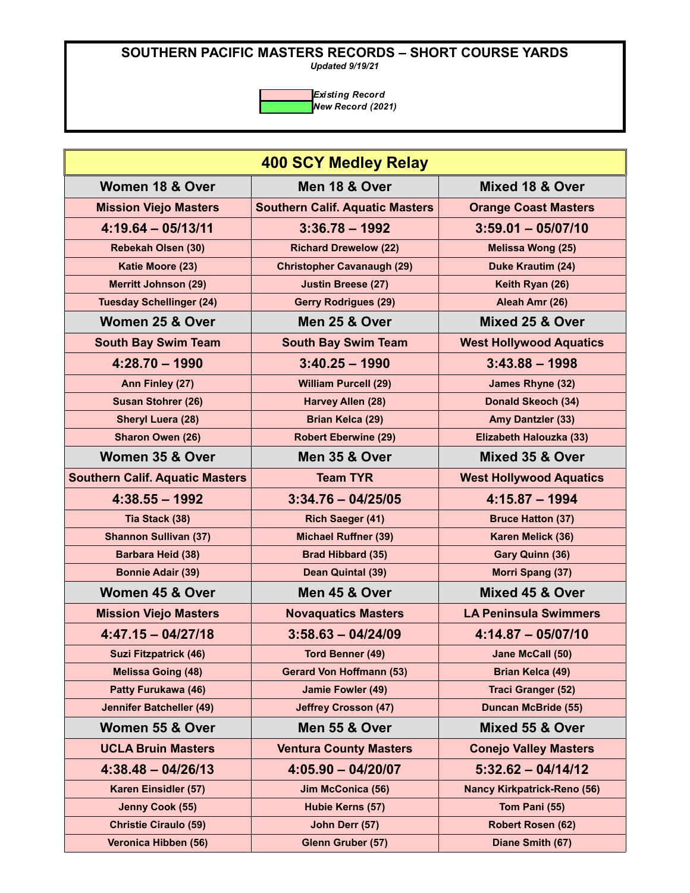# SOUTHERN PACIFIC MASTERS RECORDS – SHORT COURSE YARDS

*Updated 9/19/21*

*Existing Record*
*New Record (2021)*

## 400 SCY Medley Relay

| Women 18 & Over | Men 18 & Over | Mixed 18 & Over |
|---|---|---|
| Mission Viejo Masters | Southern Calif. Aquatic Masters | Orange Coast Masters |
| 4:19.64 – 05/13/11 | 3:36.78 – 1992 | 3:59.01 – 05/07/10 |
| Rebekah Olsen (30) | Richard Drewelow (22) | Melissa Wong (25) |
| Katie Moore (23) | Christopher Cavanaugh (29) | Duke Krautim (24) |
| Merritt Johnson (29) | Justin Breese (27) | Keith Ryan (26) |
| Tuesday Schellinger (24) | Gerry Rodrigues (29) | Aleah Amr (26) |
| **Women 25 & Over** | **Men 25 & Over** | **Mixed 25 & Over** |
| South Bay Swim Team | South Bay Swim Team | West Hollywood Aquatics |
| 4:28.70 – 1990 | 3:40.25 – 1990 | 3:43.88 – 1998 |
| Ann Finley (27) | William Purcell (29) | James Rhyne (32) |
| Susan Stohrer (26) | Harvey Allen (28) | Donald Skeoch (34) |
| Sheryl Luera (28) | Brian Kelca (29) | Amy Dantzler (33) |
| Sharon Owen (26) | Robert Eberwine (29) | Elizabeth Halouzka (33) |
| **Women 35 & Over** | **Men 35 & Over** | **Mixed 35 & Over** |
| Southern Calif. Aquatic Masters | Team TYR | West Hollywood Aquatics |
| 4:38.55 – 1992 | 3:34.76 – 04/25/05 | 4:15.87 – 1994 |
| Tia Stack (38) | Rich Saeger (41) | Bruce Hatton (37) |
| Shannon Sullivan (37) | Michael Ruffner (39) | Karen Melick (36) |
| Barbara Heid (38) | Brad Hibbard (35) | Gary Quinn (36) |
| Bonnie Adair (39) | Dean Quintal (39) | Morri Spang (37) |
| **Women 45 & Over** | **Men 45 & Over** | **Mixed 45 & Over** |
| Mission Viejo Masters | Novaquatics Masters | LA Peninsula Swimmers |
| 4:47.15 – 04/27/18 | 3:58.63 – 04/24/09 | 4:14.87 – 05/07/10 |
| Suzi Fitzpatrick (46) | Tord Benner (49) | Jane McCall (50) |
| Melissa Going (48) | Gerard Von Hoffmann (53) | Brian Kelca (49) |
| Patty Furukawa (46) | Jamie Fowler (49) | Traci Granger (52) |
| Jennifer Batcheller (49) | Jeffrey Crosson (47) | Duncan McBride (55) |
| **Women 55 & Over** | **Men 55 & Over** | **Mixed 55 & Over** |
| UCLA Bruin Masters | Ventura County Masters | Conejo Valley Masters |
| 4:38.48 – 04/26/13 | 4:05.90 – 04/20/07 | 5:32.62 – 04/14/12 |
| Karen Einsidler (57) | Jim McConica (56) | Nancy Kirkpatrick-Reno (56) |
| Jenny Cook (55) | Hubie Kerns (57) | Tom Pani (55) |
| Christie Ciraulo (59) | John Derr (57) | Robert Rosen (62) |
| Veronica Hibben (56) | Glenn Gruber (57) | Diane Smith (67) |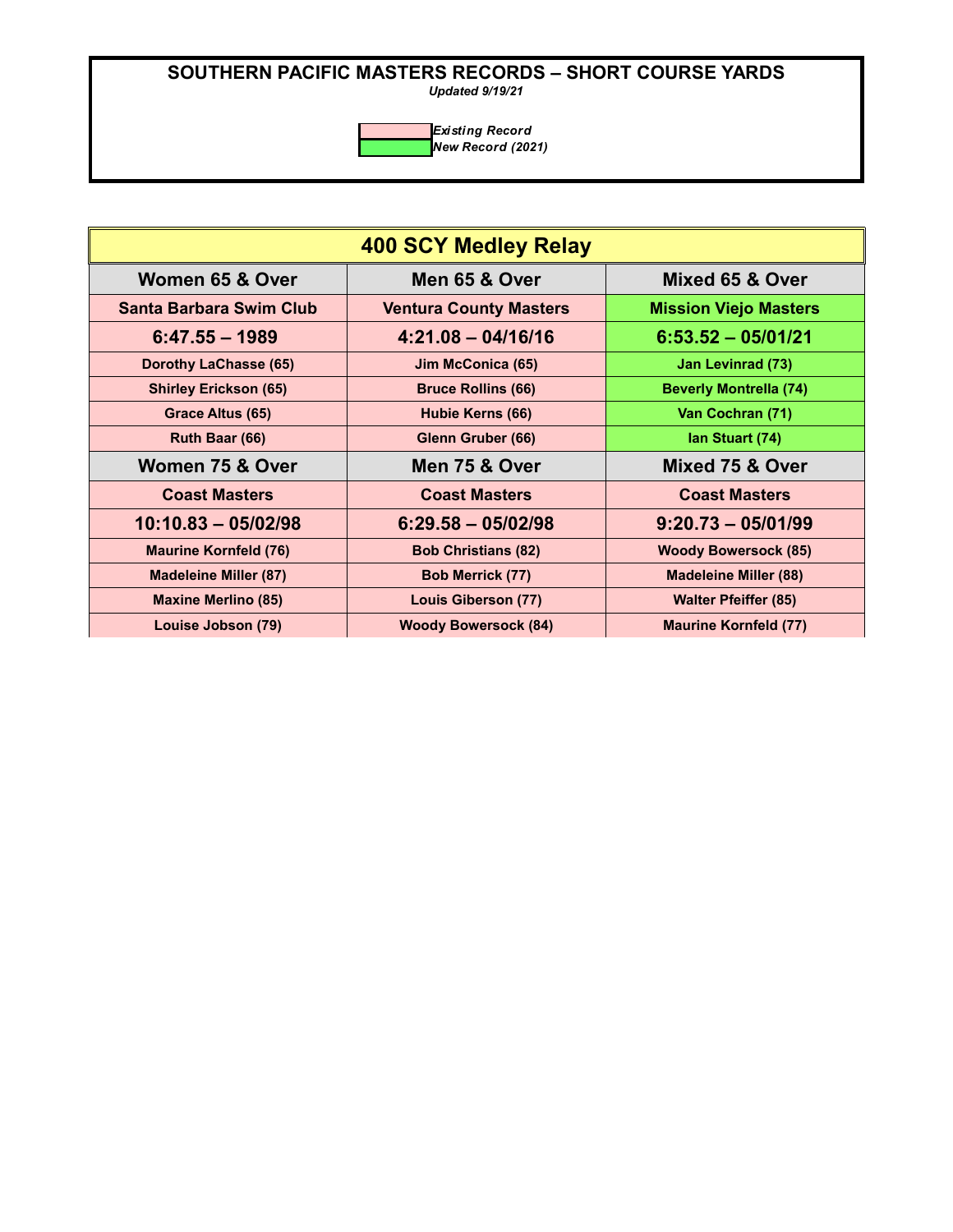# SOUTHERN PACIFIC MASTERS RECORDS – SHORT COURSE YARDS

*Updated 9/19/21*

*Existing Record*
*New Record (2021)*

| 400 SCY Medley Relay | | |
|---|---|---|
| **Women 65 & Over** | **Men 65 & Over** | **Mixed 65 & Over** |
| **Santa Barbara Swim Club** | **Ventura County Masters** | **Mission Viejo Masters** |
| **6:47.55 – 1989** | **4:21.08 – 04/16/16** | **6:53.52 – 05/01/21** |
| Dorothy LaChasse (65) | Jim McConica (65) | Jan Levinrad (73) |
| Shirley Erickson (65) | Bruce Rollins (66) | Beverly Montrella (74) |
| Grace Altus (65) | Hubie Kerns (66) | Van Cochran (71) |
| Ruth Baar (66) | Glenn Gruber (66) | Ian Stuart (74) |
| **Women 75 & Over** | **Men 75 & Over** | **Mixed 75 & Over** |
| **Coast Masters** | **Coast Masters** | **Coast Masters** |
| **10:10.83 – 05/02/98** | **6:29.58 – 05/02/98** | **9:20.73 – 05/01/99** |
| Maurine Kornfeld (76) | Bob Christians (82) | Woody Bowersock (85) |
| Madeleine Miller (87) | Bob Merrick (77) | Madeleine Miller (88) |
| Maxine Merlino (85) | Louis Giberson (77) | Walter Pfeiffer (85) |
| Louise Jobson (79) | Woody Bowersock (84) | Maurine Kornfeld (77) |